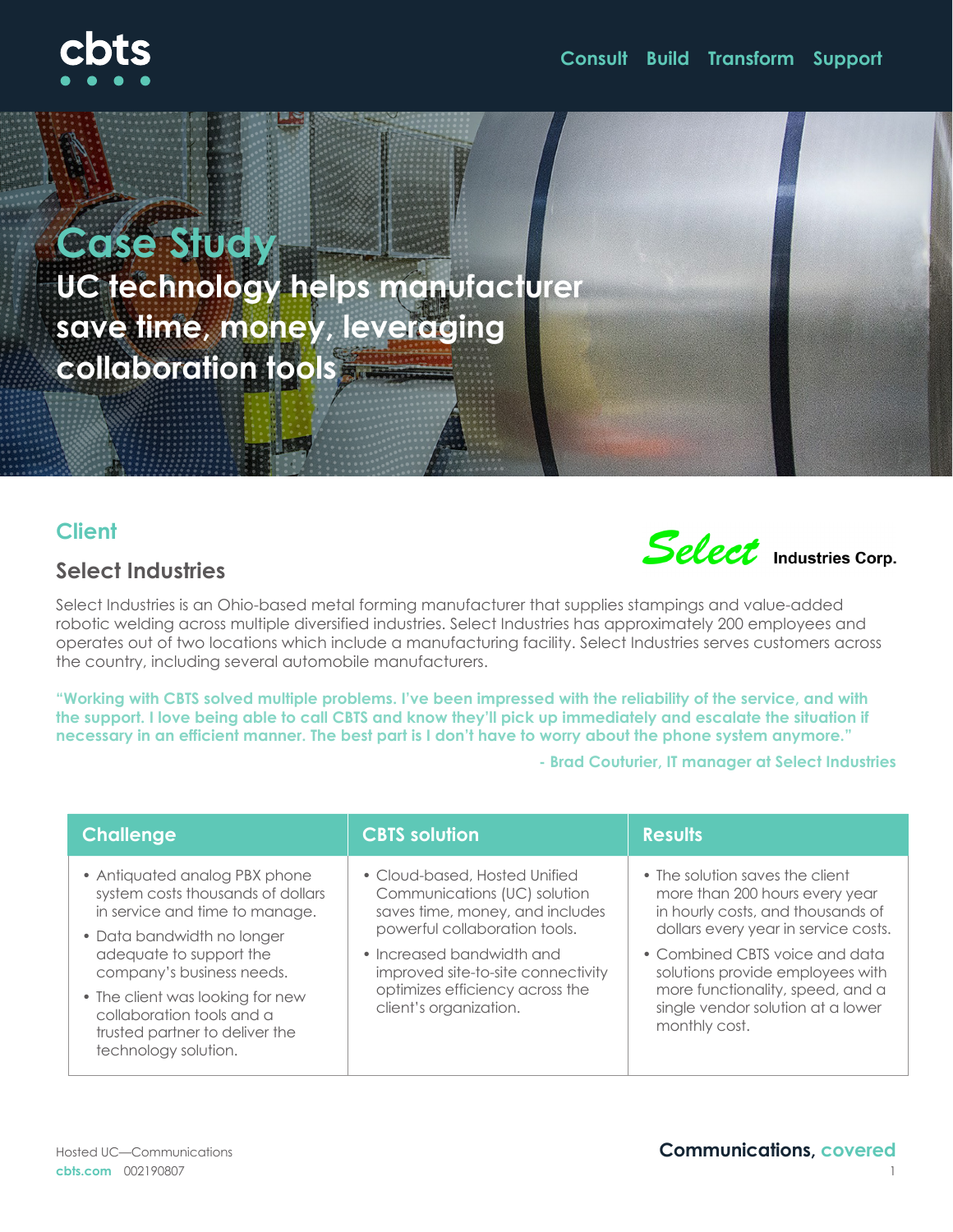cbts

Consult Build Transform Support

# Case Study

## UC technology helps manufacturer save time, money, leveraging collaboration tools

## Client

### Select Industries

Select Industries Corp.

Select Industries is an Ohio-based metal forming manufacturer that supplies stampings and value-added robotic welding across multiple diversified industries. Select Industries has approximately 200 employees and operates out of two locations which include a manufacturing facility. Select Industries serves customers across the country, including several automobile manufacturers.

**"Working with CBTS solved multiple problems. I've been impressed with the reliability of the service, and with the support. I love being able to call CBTS and know they'll pick up immediately and escalate the situation if necessary in an efficient manner. The best part is I don't have to worry about the phone system anymore."**

**- Brad Couturier, IT manager at Select Industries**

| Challenge | CBTS solution | Results |
|---|---|---|
| • Antiquated analog PBX phone system costs thousands of dollars in service and time to manage.<br>• Data bandwidth no longer adequate to support the company's business needs.<br>• The client was looking for new collaboration tools and a trusted partner to deliver the technology solution. | • Cloud-based, Hosted Unified Communications (UC) solution saves time, money, and includes powerful collaboration tools.<br>• Increased bandwidth and improved site-to-site connectivity optimizes efficiency across the client's organization. | • The solution saves the client more than 200 hours every year in hourly costs, and thousands of dollars every year in service costs.<br>• Combined CBTS voice and data solutions provide employees with more functionality, speed, and a single vendor solution at a lower monthly cost. |

Hosted UC—Communications

cbts.com 002190807

**Communications, covered**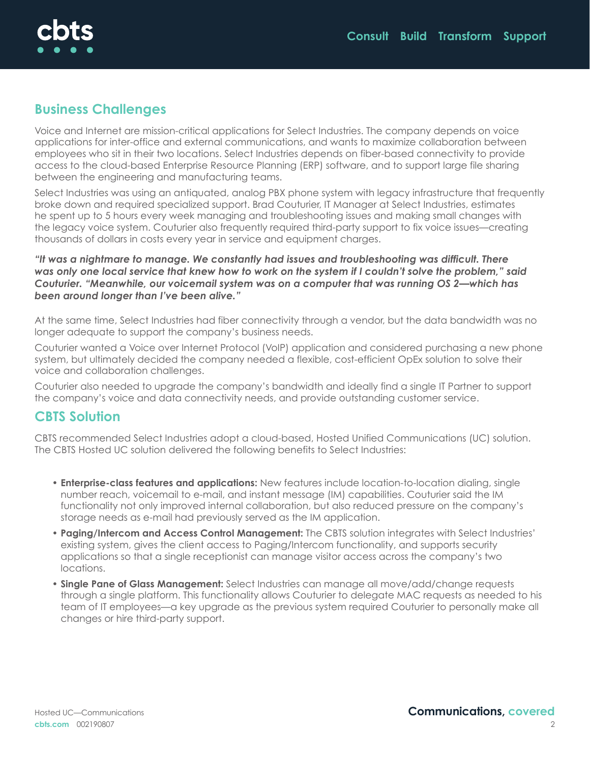## Business Challenges

Voice and Internet are mission-critical applications for Select Industries. The company depends on voice applications for inter-office and external communications, and wants to maximize collaboration between employees who sit in their two locations. Select Industries depends on fiber-based connectivity to provide access to the cloud-based Enterprise Resource Planning (ERP) software, and to support large file sharing between the engineering and manufacturing teams.

Select Industries was using an antiquated, analog PBX phone system with legacy infrastructure that frequently broke down and required specialized support. Brad Couturier, IT Manager at Select Industries, estimates he spent up to 5 hours every week managing and troubleshooting issues and making small changes with the legacy voice system. Couturier also frequently required third-party support to fix voice issues—creating thousands of dollars in costs every year in service and equipment charges.

***"It was a nightmare to manage. We constantly had issues and troubleshooting was difficult. There was only one local service that knew how to work on the system if I couldn't solve the problem," said Couturier. "Meanwhile, our voicemail system was on a computer that was running OS 2—which has been around longer than I've been alive."***

At the same time, Select Industries had fiber connectivity through a vendor, but the data bandwidth was no longer adequate to support the company's business needs.

Couturier wanted a Voice over Internet Protocol (VoIP) application and considered purchasing a new phone system, but ultimately decided the company needed a flexible, cost-efficient OpEx solution to solve their voice and collaboration challenges.

Couturier also needed to upgrade the company's bandwidth and ideally find a single IT Partner to support the company's voice and data connectivity needs, and provide outstanding customer service.

## CBTS Solution

CBTS recommended Select Industries adopt a cloud-based, Hosted Unified Communications (UC) solution. The CBTS Hosted UC solution delivered the following benefits to Select Industries:

- **Enterprise-class features and applications:** New features include location-to-location dialing, single number reach, voicemail to e-mail, and instant message (IM) capabilities. Couturier said the IM functionality not only improved internal collaboration, but also reduced pressure on the company's storage needs as e-mail had previously served as the IM application.
- **Paging/Intercom and Access Control Management:** The CBTS solution integrates with Select Industries' existing system, gives the client access to Paging/Intercom functionality, and supports security applications so that a single receptionist can manage visitor access across the company's two locations.
- **Single Pane of Glass Management:** Select Industries can manage all move/add/change requests through a single platform. This functionality allows Couturier to delegate MAC requests as needed to his team of IT employees—a key upgrade as the previous system required Couturier to personally make all changes or hire third-party support.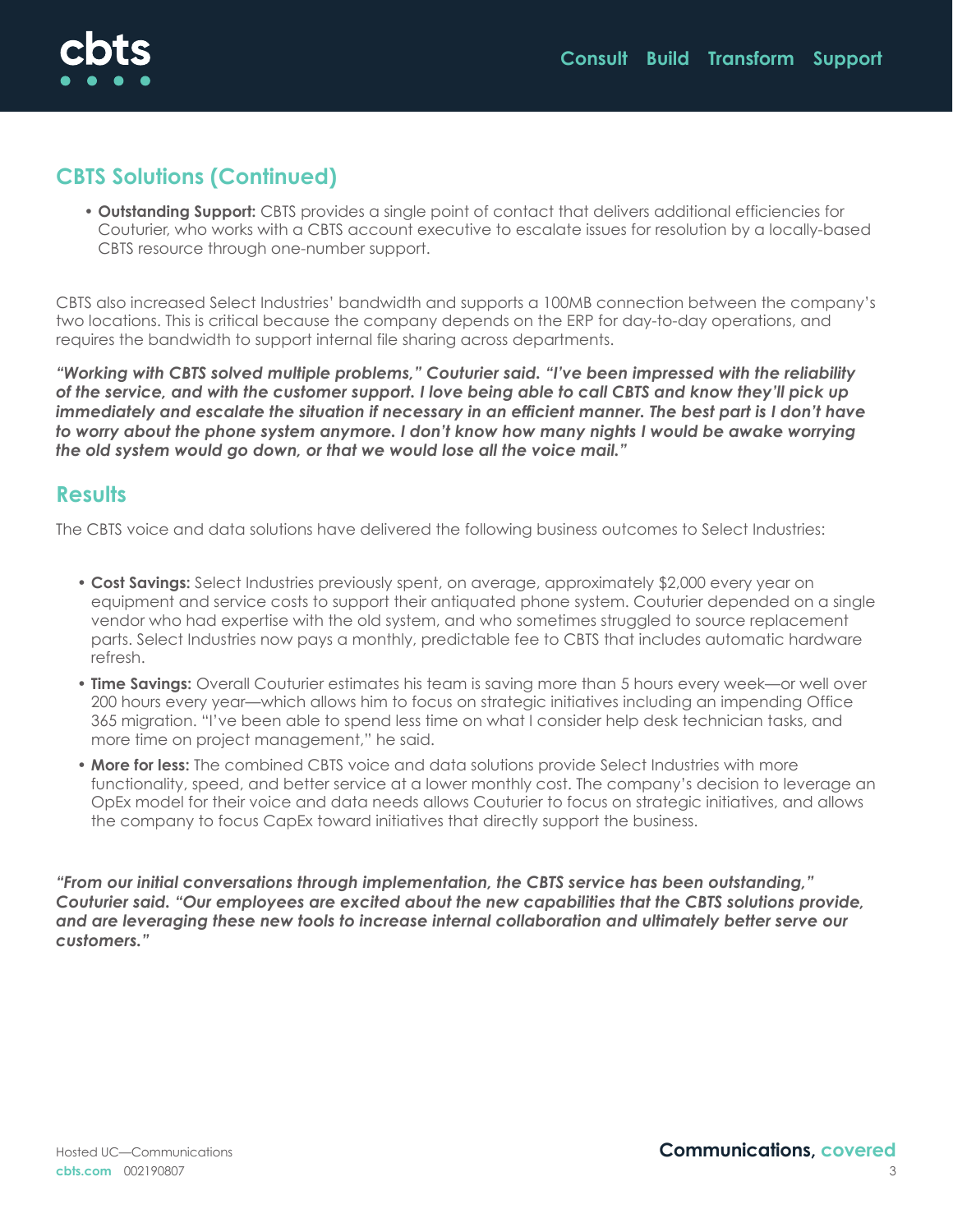## CBTS Solutions (Continued)

- **Outstanding Support:** CBTS provides a single point of contact that delivers additional efficiencies for Couturier, who works with a CBTS account executive to escalate issues for resolution by a locally-based CBTS resource through one-number support.

CBTS also increased Select Industries' bandwidth and supports a 100MB connection between the company's two locations. This is critical because the company depends on the ERP for day-to-day operations, and requires the bandwidth to support internal file sharing across departments.

***"Working with CBTS solved multiple problems," Couturier said. "I've been impressed with the reliability of the service, and with the customer support. I love being able to call CBTS and know they'll pick up immediately and escalate the situation if necessary in an efficient manner. The best part is I don't have to worry about the phone system anymore. I don't know how many nights I would be awake worrying the old system would go down, or that we would lose all the voice mail."***

## Results

The CBTS voice and data solutions have delivered the following business outcomes to Select Industries:

- **Cost Savings:** Select Industries previously spent, on average, approximately $2,000 every year on equipment and service costs to support their antiquated phone system. Couturier depended on a single vendor who had expertise with the old system, and who sometimes struggled to source replacement parts. Select Industries now pays a monthly, predictable fee to CBTS that includes automatic hardware refresh.
- **Time Savings:** Overall Couturier estimates his team is saving more than 5 hours every week—or well over 200 hours every year—which allows him to focus on strategic initiatives including an impending Office 365 migration. "I've been able to spend less time on what I consider help desk technician tasks, and more time on project management," he said.
- **More for less:** The combined CBTS voice and data solutions provide Select Industries with more functionality, speed, and better service at a lower monthly cost. The company's decision to leverage an OpEx model for their voice and data needs allows Couturier to focus on strategic initiatives, and allows the company to focus CapEx toward initiatives that directly support the business.

***"From our initial conversations through implementation, the CBTS service has been outstanding," Couturier said. "Our employees are excited about the new capabilities that the CBTS solutions provide, and are leveraging these new tools to increase internal collaboration and ultimately better serve our customers."***